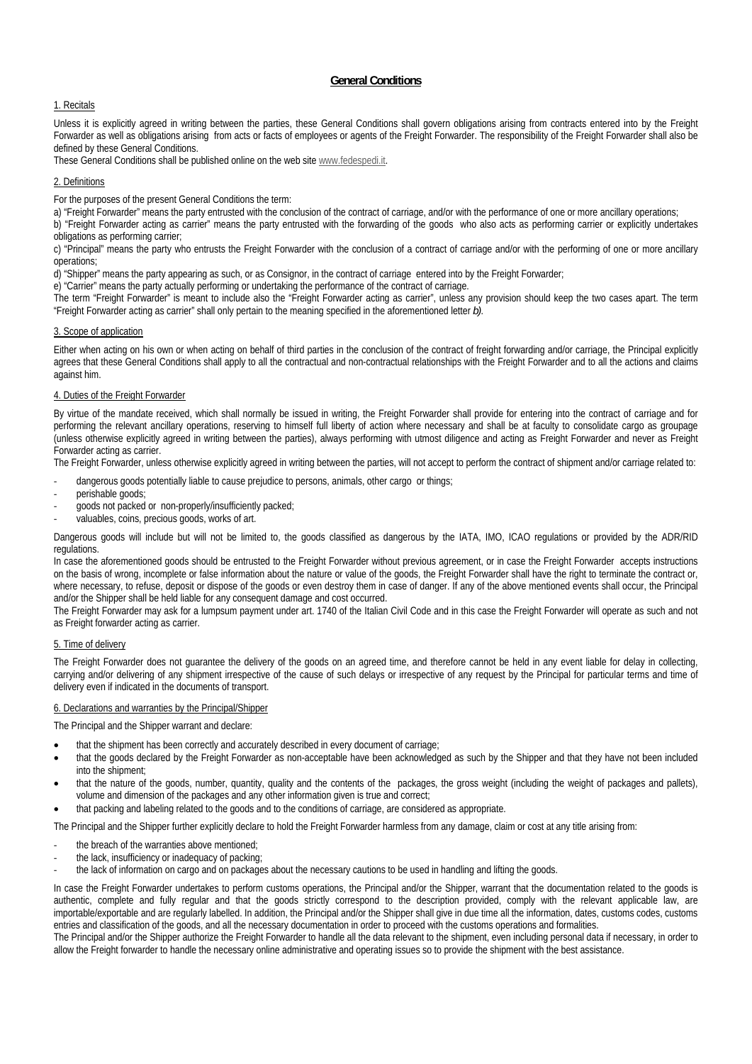# General Conditions

## 1. Recitals

Unless it is explicitly agreed in writing between the parties, these General Conditions shall govern obligations arising from contracts entered into by the Freight Forwarder as well as obligations arising from acts or facts of employees or agents of the Freight Forwarder. The responsibility of the Freight Forwarder shall also be defined by these General Conditions.

These General Conditions shall be published online on the web site www.fedespedi.it.

## 2. Definitions

For the purposes of the present General Conditions the term:

a) "Freight Forwarder" means the party entrusted with the conclusion of the contract of carriage, and/or with the performance of one or more ancillary operations;

b) "Freight Forwarder acting as carrier" means the party entrusted with the forwarding of the goods who also acts as performing carrier or explicitly undertakes obligations as performing carrier;

c) "Principal" means the party who entrusts the Freight Forwarder with the conclusion of a contract of carriage and/or with the performing of one or more ancillary operations;

d) "Shipper" means the party appearing as such, or as Consignor, in the contract of carriage entered into by the Freight Forwarder;

e) "Carrier" means the party actually performing or undertaking the performance of the contract of carriage.

The term "Freight Forwarder" is meant to include also the "Freight Forwarder acting as carrier", unless any provision should keep the two cases apart. The term "Freight Forwarder acting as carrier" shall only pertain to the meaning specified in the aforementioned letter ***b).***

## 3. Scope of application

Either when acting on his own or when acting on behalf of third parties in the conclusion of the contract of freight forwarding and/or carriage, the Principal explicitly agrees that these General Conditions shall apply to all the contractual and non-contractual relationships with the Freight Forwarder and to all the actions and claims against him.

## 4. Duties of the Freight Forwarder

By virtue of the mandate received, which shall normally be issued in writing, the Freight Forwarder shall provide for entering into the contract of carriage and for performing the relevant ancillary operations, reserving to himself full liberty of action where necessary and shall be at faculty to consolidate cargo as groupage (unless otherwise explicitly agreed in writing between the parties), always performing with utmost diligence and acting as Freight Forwarder and never as Freight Forwarder acting as carrier.

The Freight Forwarder, unless otherwise explicitly agreed in writing between the parties, will not accept to perform the contract of shipment and/or carriage related to:

- dangerous goods potentially liable to cause prejudice to persons, animals, other cargo or things;
- perishable goods;
- goods not packed or non-properly/insufficiently packed;
- valuables, coins, precious goods, works of art.

Dangerous goods will include but will not be limited to, the goods classified as dangerous by the IATA, IMO, ICAO regulations or provided by the ADR/RID regulations.

In case the aforementioned goods should be entrusted to the Freight Forwarder without previous agreement, or in case the Freight Forwarder accepts instructions on the basis of wrong, incomplete or false information about the nature or value of the goods, the Freight Forwarder shall have the right to terminate the contract or, where necessary, to refuse, deposit or dispose of the goods or even destroy them in case of danger. If any of the above mentioned events shall occur, the Principal and/or the Shipper shall be held liable for any consequent damage and cost occurred.

The Freight Forwarder may ask for a lumpsum payment under art. 1740 of the Italian Civil Code and in this case the Freight Forwarder will operate as such and not as Freight forwarder acting as carrier.

## 5. Time of delivery

The Freight Forwarder does not guarantee the delivery of the goods on an agreed time, and therefore cannot be held in any event liable for delay in collecting, carrying and/or delivering of any shipment irrespective of the cause of such delays or irrespective of any request by the Principal for particular terms and time of delivery even if indicated in the documents of transport.

## 6. Declarations and warranties by the Principal/Shipper

The Principal and the Shipper warrant and declare:

- that the shipment has been correctly and accurately described in every document of carriage;
- that the goods declared by the Freight Forwarder as non-acceptable have been acknowledged as such by the Shipper and that they have not been included into the shipment;
- that the nature of the goods, number, quantity, quality and the contents of the packages, the gross weight (including the weight of packages and pallets), volume and dimension of the packages and any other information given is true and correct;
- that packing and labeling related to the goods and to the conditions of carriage, are considered as appropriate.

The Principal and the Shipper further explicitly declare to hold the Freight Forwarder harmless from any damage, claim or cost at any title arising from:

- the breach of the warranties above mentioned;
- the lack, insufficiency or inadequacy of packing;
- the lack of information on cargo and on packages about the necessary cautions to be used in handling and lifting the goods.

In case the Freight Forwarder undertakes to perform customs operations, the Principal and/or the Shipper, warrant that the documentation related to the goods is authentic, complete and fully regular and that the goods strictly correspond to the description provided, comply with the relevant applicable law, are importable/exportable and are regularly labelled. In addition, the Principal and/or the Shipper shall give in due time all the information, dates, customs codes, customs entries and classification of the goods, and all the necessary documentation in order to proceed with the customs operations and formalities.

The Principal and/or the Shipper authorize the Freight Forwarder to handle all the data relevant to the shipment, even including personal data if necessary, in order to allow the Freight forwarder to handle the necessary online administrative and operating issues so to provide the shipment with the best assistance.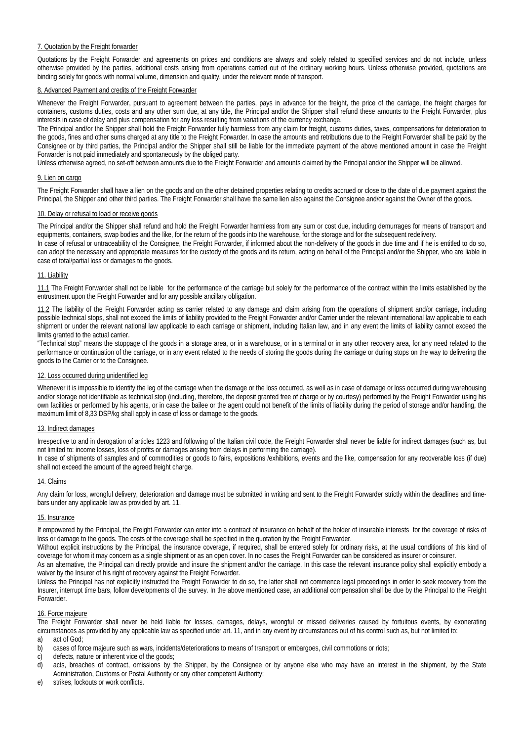7. Quotation by the Freight forwarder

Quotations by the Freight Forwarder and agreements on prices and conditions are always and solely related to specified services and do not include, unless otherwise provided by the parties, additional costs arising from operations carried out of the ordinary working hours. Unless otherwise provided, quotations are binding solely for goods with normal volume, dimension and quality, under the relevant mode of transport.

8. Advanced Payment and credits of the Freight Forwarder

Whenever the Freight Forwarder, pursuant to agreement between the parties, pays in advance for the freight, the price of the carriage, the freight charges for containers, customs duties, costs and any other sum due, at any title, the Principal and/or the Shipper shall refund these amounts to the Freight Forwarder, plus interests in case of delay and plus compensation for any loss resulting from variations of the currency exchange.

The Principal and/or the Shipper shall hold the Freight Forwarder fully harmless from any claim for freight, customs duties, taxes, compensations for deterioration to the goods, fines and other sums charged at any title to the Freight Forwarder. In case the amounts and retributions due to the Freight Forwarder shall be paid by the Consignee or by third parties, the Principal and/or the Shipper shall still be liable for the immediate payment of the above mentioned amount in case the Freight Forwarder is not paid immediately and spontaneously by the obliged party.

Unless otherwise agreed, no set-off between amounts due to the Freight Forwarder and amounts claimed by the Principal and/or the Shipper will be allowed.

9. Lien on cargo

The Freight Forwarder shall have a lien on the goods and on the other detained properties relating to credits accrued or close to the date of due payment against the Principal, the Shipper and other third parties. The Freight Forwarder shall have the same lien also against the Consignee and/or against the Owner of the goods.

10. Delay or refusal to load or receive goods

The Principal and/or the Shipper shall refund and hold the Freight Forwarder harmless from any sum or cost due, including demurrages for means of transport and equipments, containers, swap bodies and the like, for the return of the goods into the warehouse, for the storage and for the subsequent redelivery.

In case of refusal or untraceability of the Consignee, the Freight Forwarder, if informed about the non-delivery of the goods in due time and if he is entitled to do so, can adopt the necessary and appropriate measures for the custody of the goods and its return, acting on behalf of the Principal and/or the Shipper, who are liable in case of total/partial loss or damages to the goods.

11. Liability

11.1 The Freight Forwarder shall not be liable for the performance of the carriage but solely for the performance of the contract within the limits established by the entrustment upon the Freight Forwarder and for any possible ancillary obligation.

11.2 The liability of the Freight Forwarder acting as carrier related to any damage and claim arising from the operations of shipment and/or carriage, including possible technical stops, shall not exceed the limits of liability provided to the Freight Forwarder and/or Carrier under the relevant international law applicable to each shipment or under the relevant national law applicable to each carriage or shipment, including Italian law, and in any event the limits of liability cannot exceed the limits granted to the actual carrier.

"Technical stop" means the stoppage of the goods in a storage area, or in a warehouse, or in a terminal or in any other recovery area, for any need related to the performance or continuation of the carriage, or in any event related to the needs of storing the goods during the carriage or during stops on the way to delivering the goods to the Carrier or to the Consignee.

12. Loss occurred during unidentified leg

Whenever it is impossible to identify the leg of the carriage when the damage or the loss occurred, as well as in case of damage or loss occurred during warehousing and/or storage not identifiable as technical stop (including, therefore, the deposit granted free of charge or by courtesy) performed by the Freight Forwarder using his own facilities or performed by his agents, or in case the bailee or the agent could not benefit of the limits of liability during the period of storage and/or handling, the maximum limit of 8,33 DSP/kg shall apply in case of loss or damage to the goods.

13. Indirect damages

Irrespective to and in derogation of articles 1223 and following of the Italian civil code, the Freight Forwarder shall never be liable for indirect damages (such as, but not limited to: income losses, loss of profits or damages arising from delays in performing the carriage).

In case of shipments of samples and of commodities or goods to fairs, expositions /exhibitions, events and the like, compensation for any recoverable loss (if due) shall not exceed the amount of the agreed freight charge.

14. Claims

Any claim for loss, wrongful delivery, deterioration and damage must be submitted in writing and sent to the Freight Forwarder strictly within the deadlines and time-bars under any applicable law as provided by art. 11.

15. Insurance

If empowered by the Principal, the Freight Forwarder can enter into a contract of insurance on behalf of the holder of insurable interests for the coverage of risks of loss or damage to the goods. The costs of the coverage shall be specified in the quotation by the Freight Forwarder.

Without explicit instructions by the Principal, the insurance coverage, if required, shall be entered solely for ordinary risks, at the usual conditions of this kind of coverage for whom it may concern as a single shipment or as an open cover. In no cases the Freight Forwarder can be considered as insurer or coinsurer.

As an alternative, the Principal can directly provide and insure the shipment and/or the carriage. In this case the relevant insurance policy shall explicitly embody a waiver by the Insurer of his right of recovery against the Freight Forwarder.

Unless the Principal has not explicitly instructed the Freight Forwarder to do so, the latter shall not commence legal proceedings in order to seek recovery from the Insurer, interrupt time bars, follow developments of the survey. In the above mentioned case, an additional compensation shall be due by the Principal to the Freight Forwarder.

16. Force majeure

The Freight Forwarder shall never be held liable for losses, damages, delays, wrongful or missed deliveries caused by fortuitous events, by exonerating circumstances as provided by any applicable law as specified under art. 11, and in any event by circumstances out of his control such as, but not limited to:

a) act of God;
b) cases of force majeure such as wars, incidents/deteriorations to means of transport or embargoes, civil commotions or riots;
c) defects, nature or inherent vice of the goods;
d) acts, breaches of contract, omissions by the Shipper, by the Consignee or by anyone else who may have an interest in the shipment, by the State Administration, Customs or Postal Authority or any other competent Authority;
e) strikes, lockouts or work conflicts.